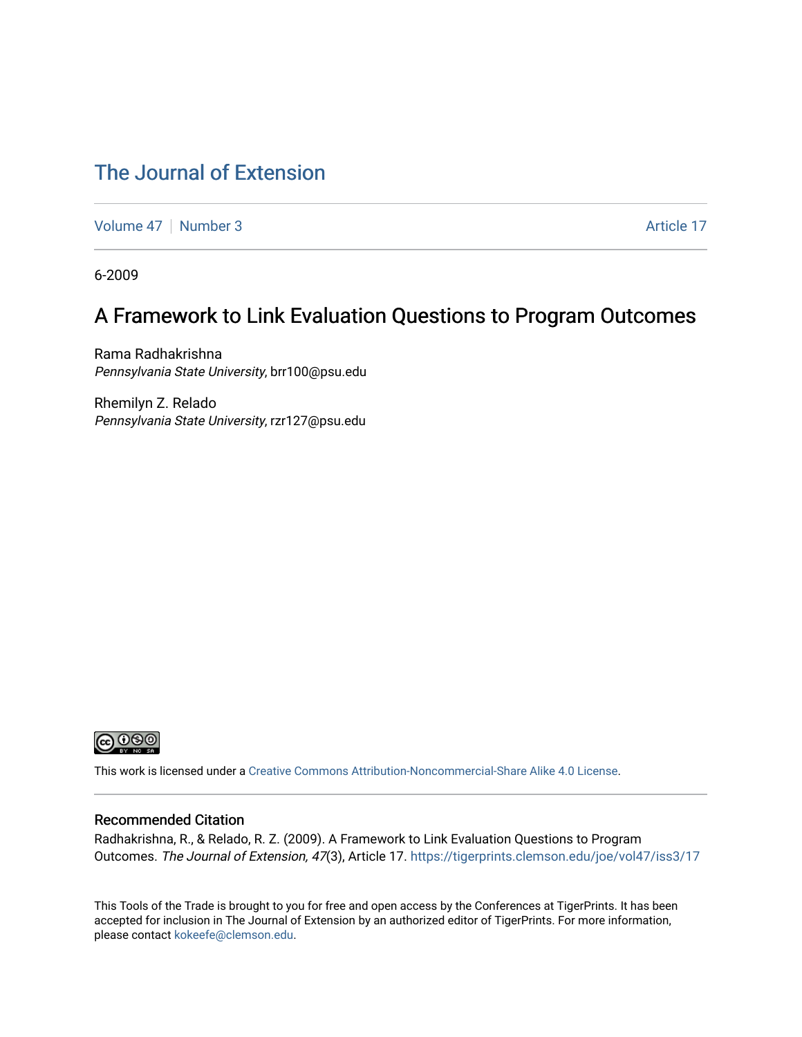# The Journal of Extension

Volume 47 | Number 3 | Article 17

6-2009

## A Framework to Link Evaluation Questions to Program Outcomes

Rama Radhakrishna
*Pennsylvania State University*, brr100@psu.edu

Rhemilyn Z. Relado
*Pennsylvania State University*, rzr127@psu.edu

This work is licensed under a Creative Commons Attribution-Noncommercial-Share Alike 4.0 License.

### Recommended Citation

Radhakrishna, R., & Relado, R. Z. (2009). A Framework to Link Evaluation Questions to Program Outcomes. *The Journal of Extension, 47*(3), Article 17. https://tigerprints.clemson.edu/joe/vol47/iss3/17

This Tools of the Trade is brought to you for free and open access by the Conferences at TigerPrints. It has been accepted for inclusion in The Journal of Extension by an authorized editor of TigerPrints. For more information, please contact kokeefe@clemson.edu.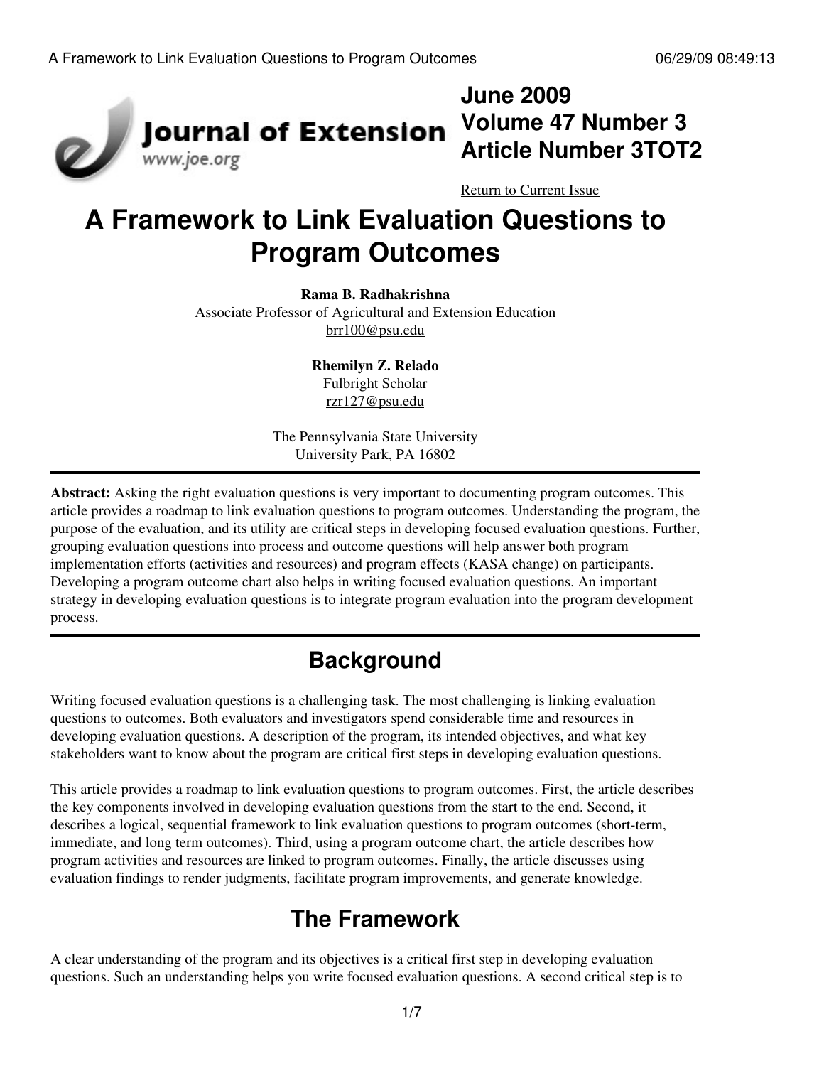June 2009
Volume 47 Number 3
Article Number 3TOT2

Return to Current Issue

# A Framework to Link Evaluation Questions to Program Outcomes

**Rama B. Radhakrishna**
Associate Professor of Agricultural and Extension Education
brr100@psu.edu

**Rhemilyn Z. Relado**
Fulbright Scholar
rzr127@psu.edu

The Pennsylvania State University
University Park, PA 16802

---

**Abstract:** Asking the right evaluation questions is very important to documenting program outcomes. This article provides a roadmap to link evaluation questions to program outcomes. Understanding the program, the purpose of the evaluation, and its utility are critical steps in developing focused evaluation questions. Further, grouping evaluation questions into process and outcome questions will help answer both program implementation efforts (activities and resources) and program effects (KASA change) on participants. Developing a program outcome chart also helps in writing focused evaluation questions. An important strategy in developing evaluation questions is to integrate program evaluation into the program development process.

---

## Background

Writing focused evaluation questions is a challenging task. The most challenging is linking evaluation questions to outcomes. Both evaluators and investigators spend considerable time and resources in developing evaluation questions. A description of the program, its intended objectives, and what key stakeholders want to know about the program are critical first steps in developing evaluation questions.

This article provides a roadmap to link evaluation questions to program outcomes. First, the article describes the key components involved in developing evaluation questions from the start to the end. Second, it describes a logical, sequential framework to link evaluation questions to program outcomes (short-term, immediate, and long term outcomes). Third, using a program outcome chart, the article describes how program activities and resources are linked to program outcomes. Finally, the article discusses using evaluation findings to render judgments, facilitate program improvements, and generate knowledge.

## The Framework

A clear understanding of the program and its objectives is a critical first step in developing evaluation questions. Such an understanding helps you write focused evaluation questions. A second critical step is to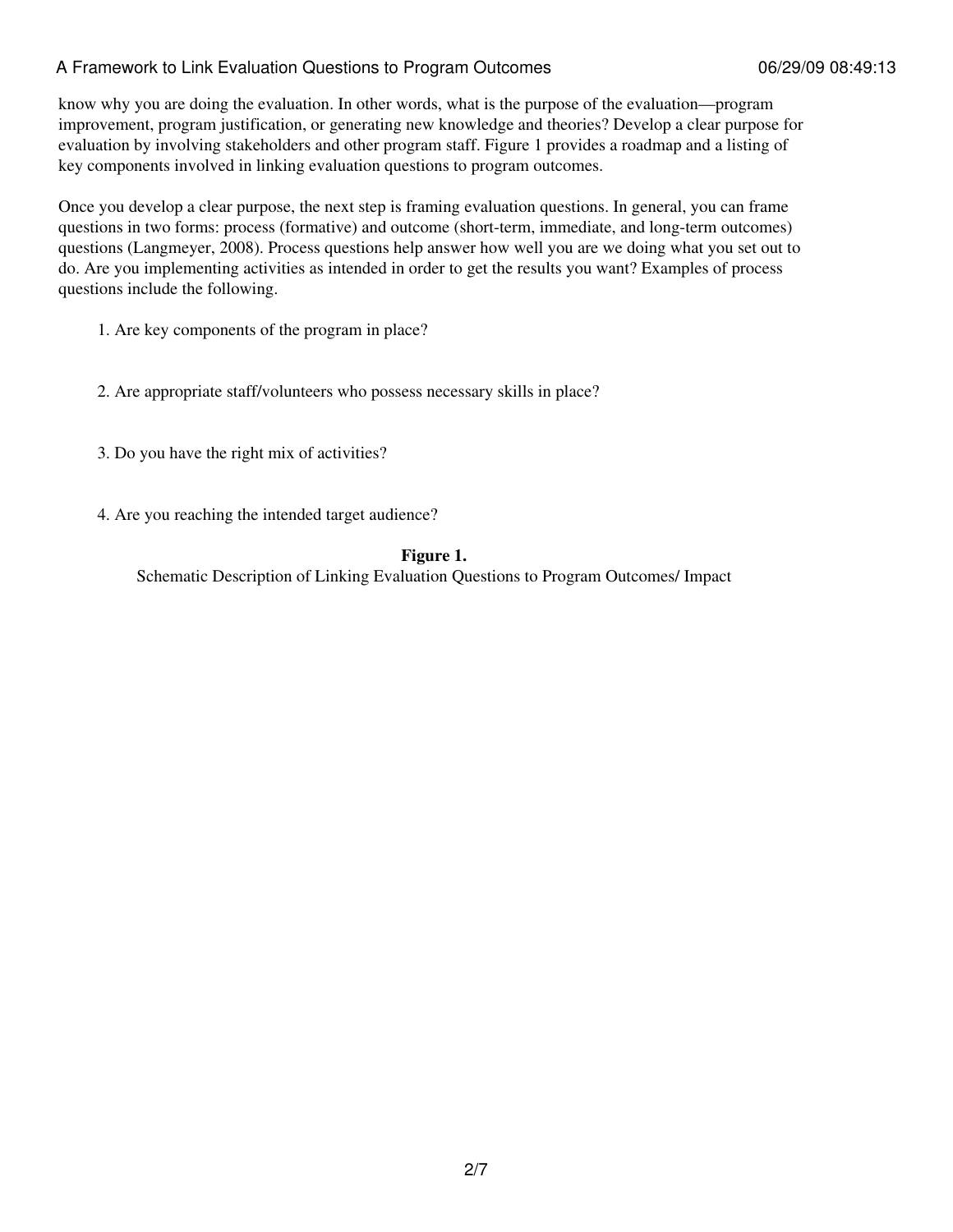know why you are doing the evaluation. In other words, what is the purpose of the evaluation—program improvement, program justification, or generating new knowledge and theories? Develop a clear purpose for evaluation by involving stakeholders and other program staff. Figure 1 provides a roadmap and a listing of key components involved in linking evaluation questions to program outcomes.

Once you develop a clear purpose, the next step is framing evaluation questions. In general, you can frame questions in two forms: process (formative) and outcome (short-term, immediate, and long-term outcomes) questions (Langmeyer, 2008). Process questions help answer how well you are we doing what you set out to do. Are you implementing activities as intended in order to get the results you want? Examples of process questions include the following.

1. Are key components of the program in place?
2. Are appropriate staff/volunteers who possess necessary skills in place?
3. Do you have the right mix of activities?
4. Are you reaching the intended target audience?

**Figure 1.**
Schematic Description of Linking Evaluation Questions to Program Outcomes/ Impact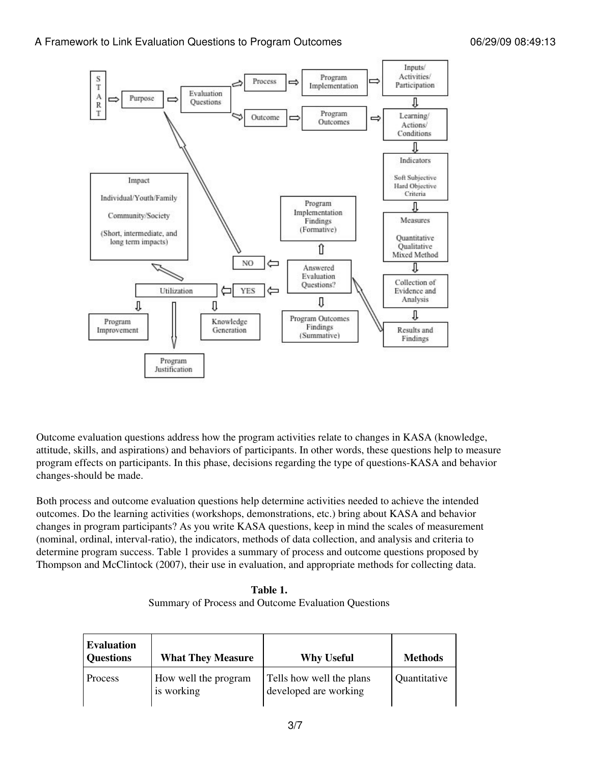Outcome evaluation questions address how the program activities relate to changes in KASA (knowledge, attitude, skills, and aspirations) and behaviors of participants. In other words, these questions help to measure program effects on participants. In this phase, decisions regarding the type of questions-KASA and behavior changes-should be made.

Both process and outcome evaluation questions help determine activities needed to achieve the intended outcomes. Do the learning activities (workshops, demonstrations, etc.) bring about KASA and behavior changes in program participants? As you write KASA questions, keep in mind the scales of measurement (nominal, ordinal, interval-ratio), the indicators, methods of data collection, and analysis and criteria to determine program success. Table 1 provides a summary of process and outcome questions proposed by Thompson and McClintock (2007), their use in evaluation, and appropriate methods for collecting data.

**Table 1.**
Summary of Process and Outcome Evaluation Questions

| Evaluation Questions | What They Measure | Why Useful | Methods |
|---|---|---|---|
| Process | How well the program is working | Tells how well the plans developed are working | Quantitative |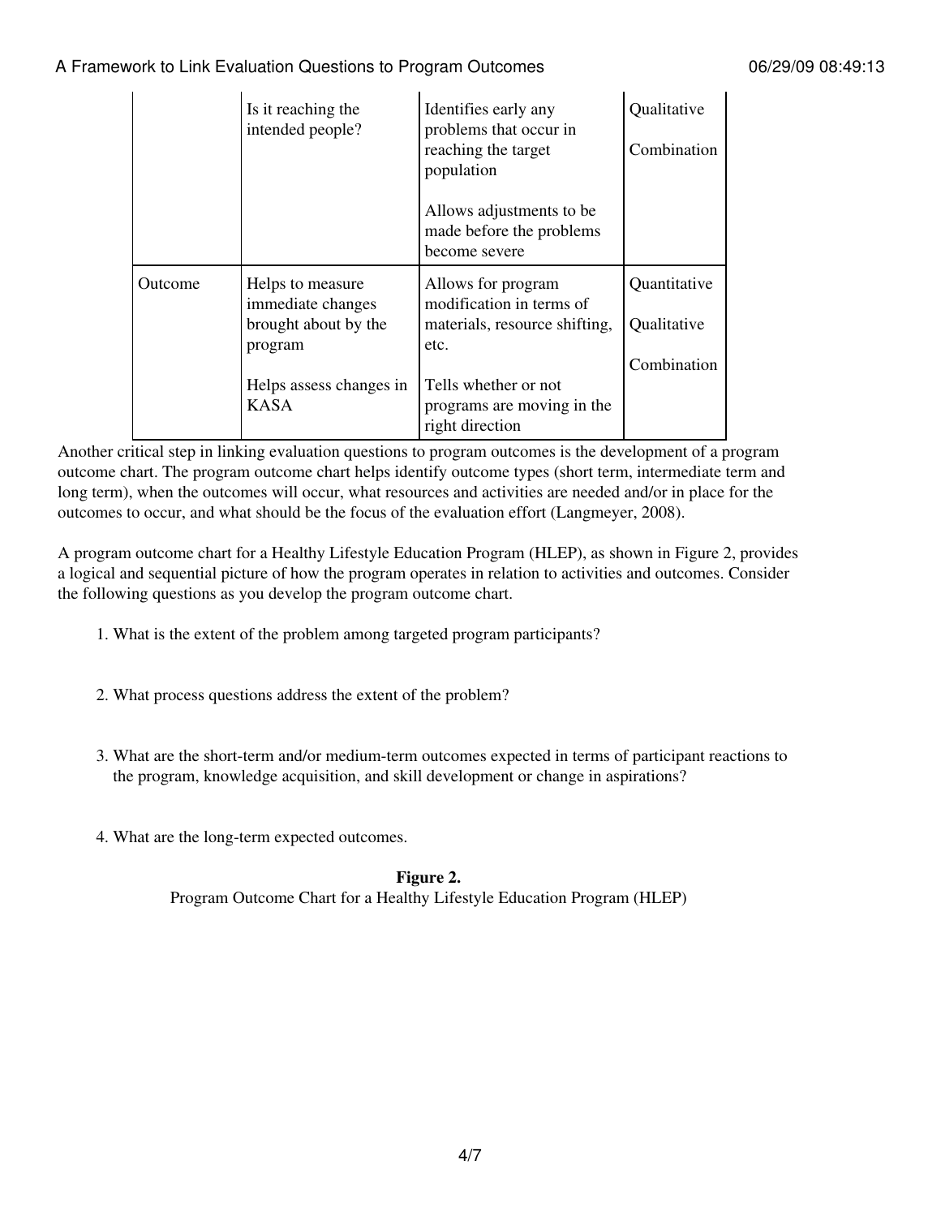| | | | |
|---|---|---|---|
| | Is it reaching the intended people? | Identifies early any problems that occur in reaching the target population<br><br>Allows adjustments to be made before the problems become severe | Qualitative<br><br>Combination |
| Outcome | Helps to measure immediate changes brought about by the program<br><br>Helps assess changes in KASA | Allows for program modification in terms of materials, resource shifting, etc.<br><br>Tells whether or not programs are moving in the right direction | Quantitative<br><br>Qualitative<br><br>Combination |

Another critical step in linking evaluation questions to program outcomes is the development of a program outcome chart. The program outcome chart helps identify outcome types (short term, intermediate term and long term), when the outcomes will occur, what resources and activities are needed and/or in place for the outcomes to occur, and what should be the focus of the evaluation effort (Langmeyer, 2008).

A program outcome chart for a Healthy Lifestyle Education Program (HLEP), as shown in Figure 2, provides a logical and sequential picture of how the program operates in relation to activities and outcomes. Consider the following questions as you develop the program outcome chart.

1. What is the extent of the problem among targeted program participants?

2. What process questions address the extent of the problem?

3. What are the short-term and/or medium-term outcomes expected in terms of participant reactions to the program, knowledge acquisition, and skill development or change in aspirations?

4. What are the long-term expected outcomes.

**Figure 2.**
Program Outcome Chart for a Healthy Lifestyle Education Program (HLEP)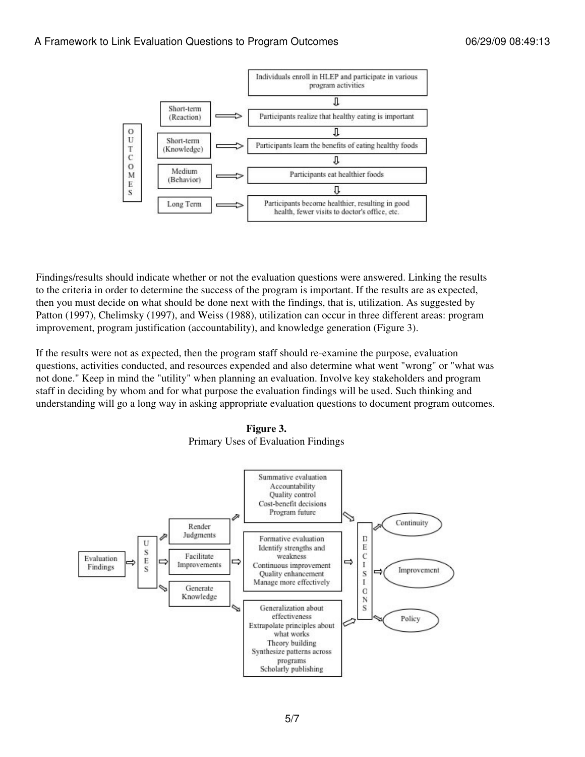Findings/results should indicate whether or not the evaluation questions were answered. Linking the results to the criteria in order to determine the success of the program is important. If the results are as expected, then you must decide on what should be done next with the findings, that is, utilization. As suggested by Patton (1997), Chelimsky (1997), and Weiss (1988), utilization can occur in three different areas: program improvement, program justification (accountability), and knowledge generation (Figure 3).

If the results were not as expected, then the program staff should re-examine the purpose, evaluation questions, activities conducted, and resources expended and also determine what went "wrong" or "what was not done." Keep in mind the "utility" when planning an evaluation. Involve key stakeholders and program staff in deciding by whom and for what purpose the evaluation findings will be used. Such thinking and understanding will go a long way in asking appropriate evaluation questions to document program outcomes.

**Figure 3.**
Primary Uses of Evaluation Findings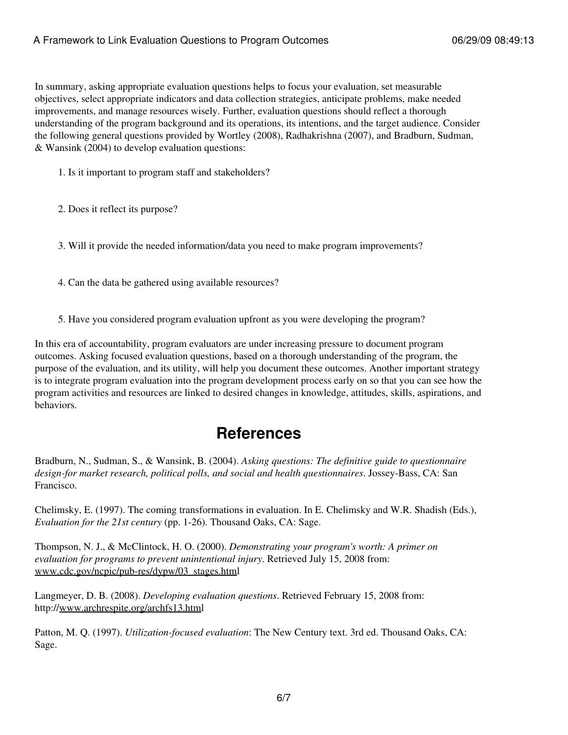In summary, asking appropriate evaluation questions helps to focus your evaluation, set measurable objectives, select appropriate indicators and data collection strategies, anticipate problems, make needed improvements, and manage resources wisely. Further, evaluation questions should reflect a thorough understanding of the program background and its operations, its intentions, and the target audience. Consider the following general questions provided by Wortley (2008), Radhakrishna (2007), and Bradburn, Sudman, & Wansink (2004) to develop evaluation questions:

1. Is it important to program staff and stakeholders?
2. Does it reflect its purpose?
3. Will it provide the needed information/data you need to make program improvements?
4. Can the data be gathered using available resources?
5. Have you considered program evaluation upfront as you were developing the program?

In this era of accountability, program evaluators are under increasing pressure to document program outcomes. Asking focused evaluation questions, based on a thorough understanding of the program, the purpose of the evaluation, and its utility, will help you document these outcomes. Another important strategy is to integrate program evaluation into the program development process early on so that you can see how the program activities and resources are linked to desired changes in knowledge, attitudes, skills, aspirations, and behaviors.

## References

Bradburn, N., Sudman, S., & Wansink, B. (2004). *Asking questions: The definitive guide to questionnaire design-for market research, political polls, and social and health questionnaires*. Jossey-Bass, CA: San Francisco.

Chelimsky, E. (1997). The coming transformations in evaluation. In E. Chelimsky and W.R. Shadish (Eds.), *Evaluation for the 21st century* (pp. 1-26). Thousand Oaks, CA: Sage.

Thompson, N. J., & McClintock, H. O. (2000). *Demonstrating your program's worth: A primer on evaluation for programs to prevent unintentional injury*. Retrieved July 15, 2008 from: www.cdc.gov/ncpic/pub-res/dypw/03_stages.html

Langmeyer, D. B. (2008). *Developing evaluation questions*. Retrieved February 15, 2008 from: http://www.archrespite.org/archfs13.html

Patton, M. Q. (1997). *Utilization-focused evaluation*: The New Century text. 3rd ed. Thousand Oaks, CA: Sage.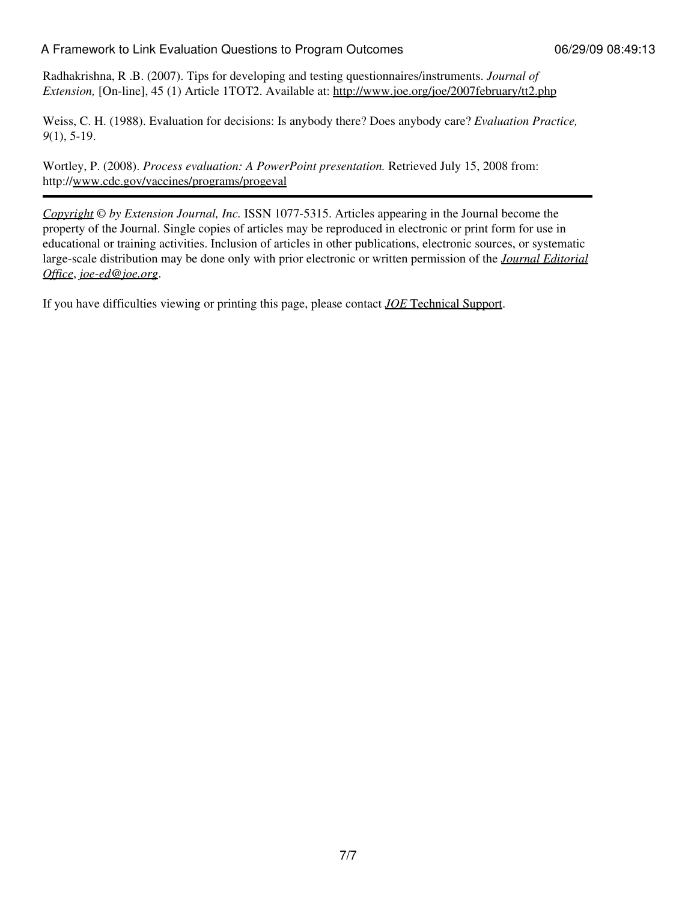Radhakrishna, R .B. (2007). Tips for developing and testing questionnaires/instruments. *Journal of Extension,* [On-line], 45 (1) Article 1TOT2. Available at: http://www.joe.org/joe/2007february/tt2.php

Weiss, C. H. (1988). Evaluation for decisions: Is anybody there? Does anybody care? *Evaluation Practice, 9*(1), 5-19.

Wortley, P. (2008). *Process evaluation: A PowerPoint presentation.* Retrieved July 15, 2008 from: http://www.cdc.gov/vaccines/programs/progeval

---

*Copyright © by Extension Journal, Inc.* ISSN 1077-5315. Articles appearing in the Journal become the property of the Journal. Single copies of articles may be reproduced in electronic or print form for use in educational or training activities. Inclusion of articles in other publications, electronic sources, or systematic large-scale distribution may be done only with prior electronic or written permission of the *Journal Editorial Office*, *joe-ed@joe.org*.

If you have difficulties viewing or printing this page, please contact *JOE* Technical Support.